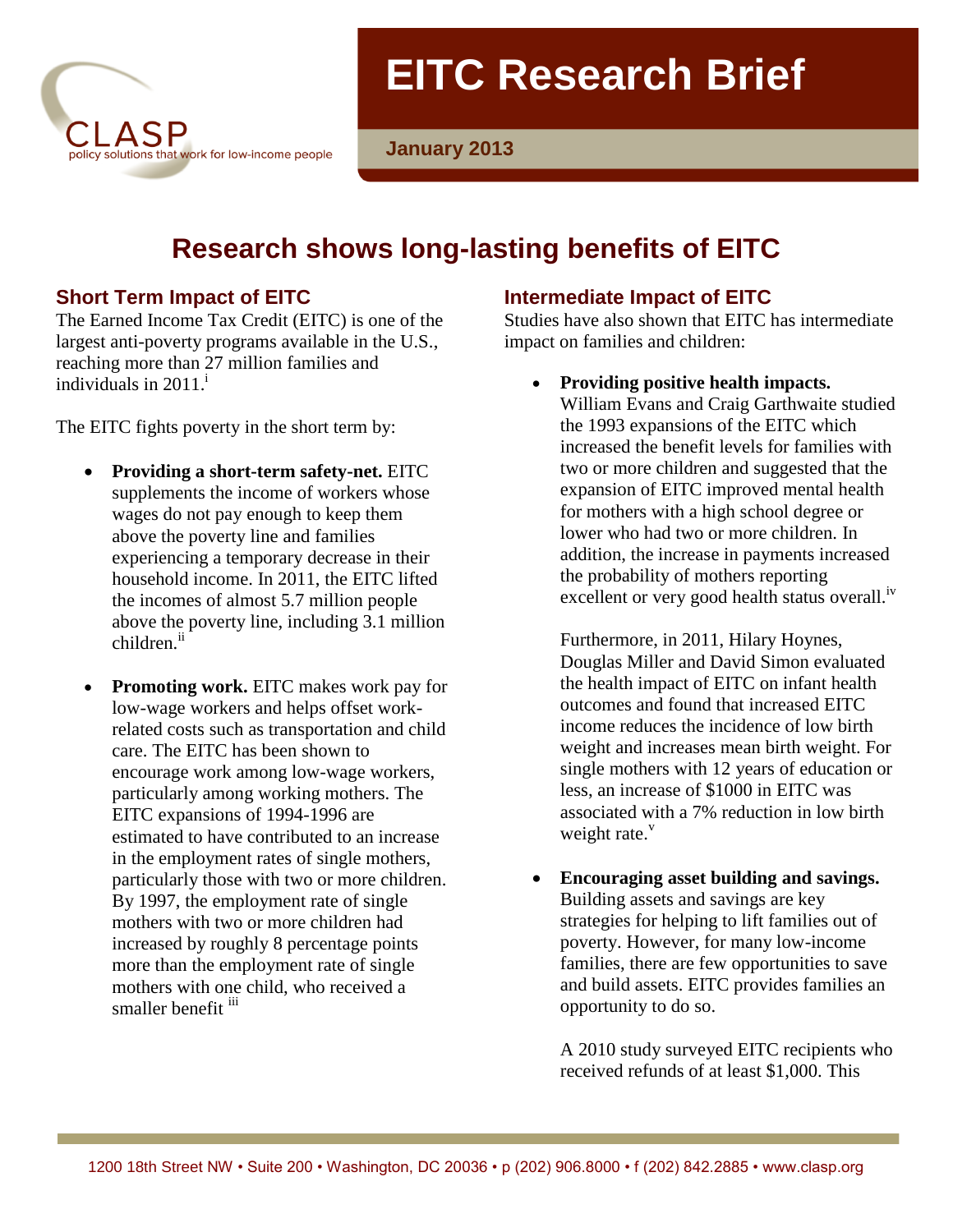# EITC Research Brief

January 2013

## Research shows long-lasting benefits of EITC

### Short Term Impact of EITC

The Earned Income Tax Credit (EITC) is one of the largest anti-poverty programs available in the U.S., reaching more than 27 million families and individuals in 2011.[i]

The EITC fights poverty in the short term by:

- **Providing a short-term safety-net.** EITC supplements the income of workers whose wages do not pay enough to keep them above the poverty line and families experiencing a temporary decrease in their household income. In 2011, the EITC lifted the incomes of almost 5.7 million people above the poverty line, including 3.1 million children.[ii]

- **Promoting work.** EITC makes work pay for low-wage workers and helps offset work-related costs such as transportation and child care. The EITC has been shown to encourage work among low-wage workers, particularly among working mothers. The EITC expansions of 1994-1996 are estimated to have contributed to an increase in the employment rates of single mothers, particularly those with two or more children. By 1997, the employment rate of single mothers with two or more children had increased by roughly 8 percentage points more than the employment rate of single mothers with one child, who received a smaller benefit [iii]

### Intermediate Impact of EITC

Studies have also shown that EITC has intermediate impact on families and children:

- **Providing positive health impacts.** William Evans and Craig Garthwaite studied the 1993 expansions of the EITC which increased the benefit levels for families with two or more children and suggested that the expansion of EITC improved mental health for mothers with a high school degree or lower who had two or more children. In addition, the increase in payments increased the probability of mothers reporting excellent or very good health status overall.[iv]

  Furthermore, in 2011, Hilary Hoynes, Douglas Miller and David Simon evaluated the health impact of EITC on infant health outcomes and found that increased EITC income reduces the incidence of low birth weight and increases mean birth weight. For single mothers with 12 years of education or less, an increase of $1000 in EITC was associated with a 7% reduction in low birth weight rate.[v]

- **Encouraging asset building and savings.** Building assets and savings are key strategies for helping to lift families out of poverty. However, for many low-income families, there are few opportunities to save and build assets. EITC provides families an opportunity to do so.

  A 2010 study surveyed EITC recipients who received refunds of at least $1,000. This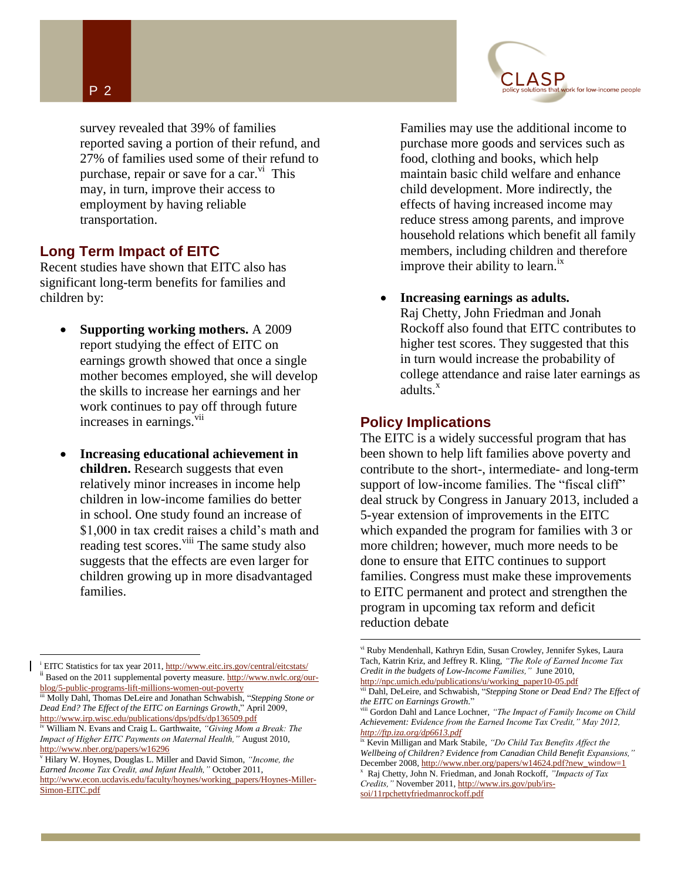survey revealed that 39% of families reported saving a portion of their refund, and 27% of families used some of their refund to purchase, repair or save for a car.[vi] This may, in turn, improve their access to employment by having reliable transportation.

## Long Term Impact of EITC

Recent studies have shown that EITC also has significant long-term benefits for families and children by:

- **Supporting working mothers.** A 2009 report studying the effect of EITC on earnings growth showed that once a single mother becomes employed, she will develop the skills to increase her earnings and her work continues to pay off through future increases in earnings.[vii]

- **Increasing educational achievement in children.** Research suggests that even relatively minor increases in income help children in low-income families do better in school. One study found an increase of $1,000 in tax credit raises a child's math and reading test scores.[viii] The same study also suggests that the effects are even larger for children growing up in more disadvantaged families.

  Families may use the additional income to purchase more goods and services such as food, clothing and books, which help maintain basic child welfare and enhance child development. More indirectly, the effects of having increased income may reduce stress among parents, and improve household relations which benefit all family members, including children and therefore improve their ability to learn.[ix]

- **Increasing earnings as adults.** Raj Chetty, John Friedman and Jonah Rockoff also found that EITC contributes to higher test scores. They suggested that this in turn would increase the probability of college attendance and raise later earnings as adults.[x]

## Policy Implications

The EITC is a widely successful program that has been shown to help lift families above poverty and contribute to the short-, intermediate- and long-term support of low-income families. The "fiscal cliff" deal struck by Congress in January 2013, included a 5-year extension of improvements in the EITC which expanded the program for families with 3 or more children; however, much more needs to be done to ensure that EITC continues to support families. Congress must make these improvements to EITC permanent and protect and strengthen the program in upcoming tax reform and deficit reduction debate

---

[i] EITC Statistics for tax year 2011, http://www.eitc.irs.gov/central/eitcstats/

[ii] Based on the 2011 supplemental poverty measure. http://www.nwlc.org/our-blog/5-public-programs-lift-millions-women-out-poverty

[iii] Molly Dahl, Thomas DeLeire and Jonathan Schwabish, "*Stepping Stone or Dead End? The Effect of the EITC on Earnings Growth*," April 2009, http://www.irp.wisc.edu/publications/dps/pdfs/dp136509.pdf

[iv] William N. Evans and Craig L. Garthwaite, *"Giving Mom a Break: The Impact of Higher EITC Payments on Maternal Health,"* August 2010, http://www.nber.org/papers/w16296

[v] Hilary W. Hoynes, Douglas L. Miller and David Simon, *"Income, the Earned Income Tax Credit, and Infant Health,"* October 2011, http://www.econ.ucdavis.edu/faculty/hoynes/working_papers/Hoynes-Miller-Simon-EITC.pdf

[vi] Ruby Mendenhall, Kathryn Edin, Susan Crowley, Jennifer Sykes, Laura Tach, Katrin Kriz, and Jeffrey R. Kling, *"The Role of Earned Income Tax Credit in the budgets of Low-Income Families,"* June 2010, http://npc.umich.edu/publications/u/working_paper10-05.pdf

[vii] Dahl, DeLeire, and Schwabish, "*Stepping Stone or Dead End? The Effect of the EITC on Earnings Growth*."

[viii] Gordon Dahl and Lance Lochner, *"The Impact of Family Income on Child Achievement: Evidence from the Earned Income Tax Credit," May 2012, http://ftp.iza.org/dp6613.pdf*

[ix] Kevin Milligan and Mark Stabile, *"Do Child Tax Benefits Affect the Wellbeing of Children? Evidence from Canadian Child Benefit Expansions,"* December 2008, http://www.nber.org/papers/w14624.pdf?new_window=1

[x] Raj Chetty, John N. Friedman, and Jonah Rockoff, *"Impacts of Tax Credits,"* November 2011, http://www.irs.gov/pub/irs-soi/11rpchettyfriedmanrockoff.pdf